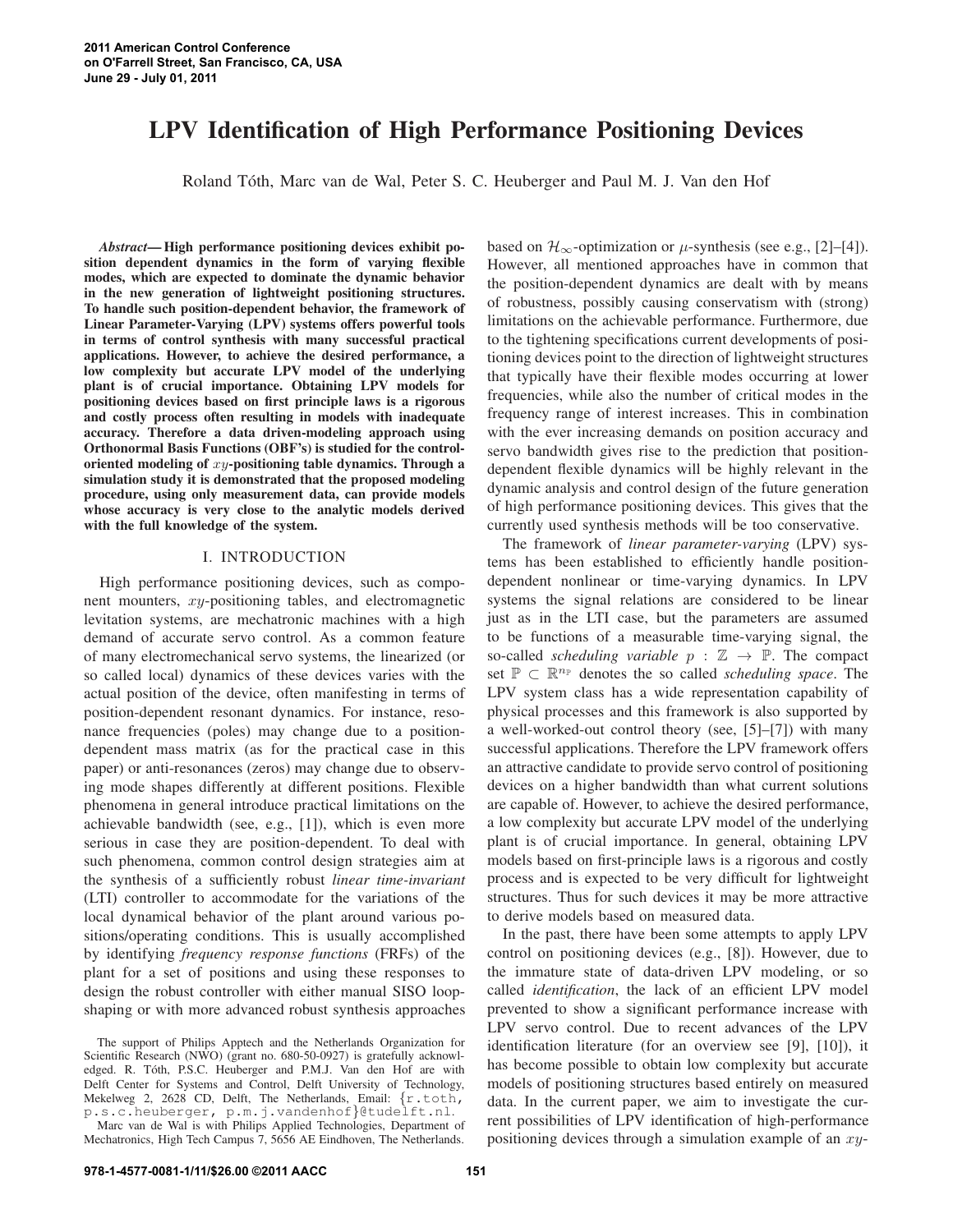# LPV Identification of High Performance Positioning Devices

Roland Tóth, Marc van de Wal, Peter S. C. Heuberger and Paul M. J. Van den Hof

***Abstract*— High performance positioning devices exhibit position dependent dynamics in the form of varying flexible modes, which are expected to dominate the dynamic behavior in the new generation of lightweight positioning structures. To handle such position-dependent behavior, the framework of Linear Parameter-Varying (LPV) systems offers powerful tools in terms of control synthesis with many successful practical applications. However, to achieve the desired performance, a low complexity but accurate LPV model of the underlying plant is of crucial importance. Obtaining LPV models for positioning devices based on first principle laws is a rigorous and costly process often resulting in models with inadequate accuracy. Therefore a data driven-modeling approach using Orthonormal Basis Functions (OBF's) is studied for the control-oriented modeling of $xy$-positioning table dynamics. Through a simulation study it is demonstrated that the proposed modeling procedure, using only measurement data, can provide models whose accuracy is very close to the analytic models derived with the full knowledge of the system.**

## I. INTRODUCTION

High performance positioning devices, such as component mounters, $xy$-positioning tables, and electromagnetic levitation systems, are mechatronic machines with a high demand of accurate servo control. As a common feature of many electromechanical servo systems, the linearized (or so called local) dynamics of these devices varies with the actual position of the device, often manifesting in terms of position-dependent resonant dynamics. For instance, resonance frequencies (poles) may change due to a position-dependent mass matrix (as for the practical case in this paper) or anti-resonances (zeros) may change due to observing mode shapes differently at different positions. Flexible phenomena in general introduce practical limitations on the achievable bandwidth (see, e.g., [1]), which is even more serious in case they are position-dependent. To deal with such phenomena, common control design strategies aim at the synthesis of a sufficiently robust *linear time-invariant* (LTI) controller to accommodate for the variations of the local dynamical behavior of the plant around various positions/operating conditions. This is usually accomplished by identifying *frequency response functions* (FRFs) of the plant for a set of positions and using these responses to design the robust controller with either manual SISO loop-shaping or with more advanced robust synthesis approaches based on $\mathcal{H}_\infty$-optimization or $\mu$-synthesis (see e.g., [2]–[4]). However, all mentioned approaches have in common that the position-dependent dynamics are dealt with by means of robustness, possibly causing conservatism with (strong) limitations on the achievable performance. Furthermore, due to the tightening specifications current developments of positioning devices point to the direction of lightweight structures that typically have their flexible modes occurring at lower frequencies, while also the number of critical modes in the frequency range of interest increases. This in combination with the ever increasing demands on position accuracy and servo bandwidth gives rise to the prediction that position-dependent flexible dynamics will be highly relevant in the dynamic analysis and control design of the future generation of high performance positioning devices. This gives that the currently used synthesis methods will be too conservative.

The framework of *linear parameter-varying* (LPV) systems has been established to efficiently handle position-dependent nonlinear or time-varying dynamics. In LPV systems the signal relations are considered to be linear just as in the LTI case, but the parameters are assumed to be functions of a measurable time-varying signal, the so-called *scheduling variable* $p : \mathbb{Z} \to \mathbb{P}$. The compact set $\mathbb{P} \subset \mathbb{R}^{n_\mathbb{P}}$ denotes the so called *scheduling space*. The LPV system class has a wide representation capability of physical processes and this framework is also supported by a well-worked-out control theory (see, [5]–[7]) with many successful applications. Therefore the LPV framework offers an attractive candidate to provide servo control of positioning devices on a higher bandwidth than what current solutions are capable of. However, to achieve the desired performance, a low complexity but accurate LPV model of the underlying plant is of crucial importance. In general, obtaining LPV models based on first-principle laws is a rigorous and costly process and is expected to be very difficult for lightweight structures. Thus for such devices it may be more attractive to derive models based on measured data.

In the past, there have been some attempts to apply LPV control on positioning devices (e.g., [8]). However, due to the immature state of data-driven LPV modeling, or so called *identification*, the lack of an efficient LPV model prevented to show a significant performance increase with LPV servo control. Due to recent advances of the LPV identification literature (for an overview see [9], [10]), it has become possible to obtain low complexity but accurate models of positioning structures based entirely on measured data. In the current paper, we aim to investigate the current possibilities of LPV identification of high-performance positioning devices through a simulation example of an $xy$-

The support of Philips Apptech and the Netherlands Organization for Scientific Research (NWO) (grant no. 680-50-0927) is gratefully acknowledged. R. Tóth, P.S.C. Heuberger and P.M.J. Van den Hof are with Delft Center for Systems and Control, Delft University of Technology, Mekelweg 2, 2628 CD, Delft, The Netherlands, Email: {r.toth, p.s.c.heuberger, p.m.j.vandenhof}@tudelft.nl.

Marc van de Wal is with Philips Applied Technologies, Department of Mechatronics, High Tech Campus 7, 5656 AE Eindhoven, The Netherlands.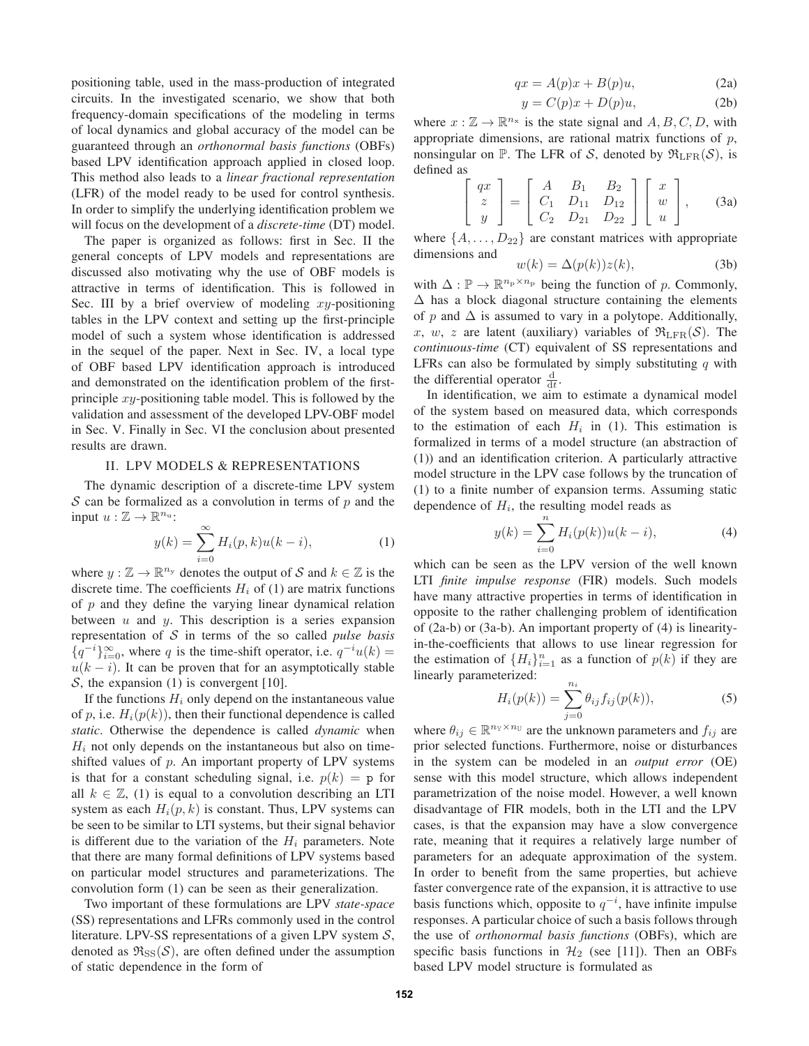positioning table, used in the mass-production of integrated circuits. In the investigated scenario, we show that both frequency-domain specifications of the modeling in terms of local dynamics and global accuracy of the model can be guaranteed through an *orthonormal basis functions* (OBFs) based LPV identification approach applied in closed loop. This method also leads to a *linear fractional representation* (LFR) of the model ready to be used for control synthesis. In order to simplify the underlying identification problem we will focus on the development of a *discrete-time* (DT) model.

The paper is organized as follows: first in Sec. II the general concepts of LPV models and representations are discussed also motivating why the use of OBF models is attractive in terms of identification. This is followed in Sec. III by a brief overview of modeling $xy$-positioning tables in the LPV context and setting up the first-principle model of such a system whose identification is addressed in the sequel of the paper. Next in Sec. IV, a local type of OBF based LPV identification approach is introduced and demonstrated on the identification problem of the first-principle $xy$-positioning table model. This is followed by the validation and assessment of the developed LPV-OBF model in Sec. V. Finally in Sec. VI the conclusion about presented results are drawn.

## II. LPV MODELS & REPRESENTATIONS

The dynamic description of a discrete-time LPV system $\mathcal{S}$ can be formalized as a convolution in terms of $p$ and the input $u : \mathbb{Z} \to \mathbb{R}^{n_\mathrm{u}}$:

$$y(k) = \sum_{i=0}^{\infty} H_i(p, k)u(k - i), \tag{1}$$

where $y : \mathbb{Z} \to \mathbb{R}^{n_\mathrm{y}}$ denotes the output of $\mathcal{S}$ and $k \in \mathbb{Z}$ is the discrete time. The coefficients $H_i$ of (1) are matrix functions of $p$ and they define the varying linear dynamical relation between $u$ and $y$. This description is a series expansion representation of $\mathcal{S}$ in terms of the so called *pulse basis* $\{q^{-i}\}_{i=0}^{\infty}$, where $q$ is the time-shift operator, i.e. $q^{-i}u(k) = u(k - i)$. It can be proven that for an asymptotically stable $\mathcal{S}$, the expansion (1) is convergent [10].

If the functions $H_i$ only depend on the instantaneous value of $p$, i.e. $H_i(p(k))$, then their functional dependence is called *static*. Otherwise the dependence is called *dynamic* when $H_i$ not only depends on the instantaneous but also on time-shifted values of $p$. An important property of LPV systems is that for a constant scheduling signal, i.e. $p(k) = \mathrm{p}$ for all $k \in \mathbb{Z}$, (1) is equal to a convolution describing an LTI system as each $H_i(p, k)$ is constant. Thus, LPV systems can be seen to be similar to LTI systems, but their signal behavior is different due to the variation of the $H_i$ parameters. Note that there are many formal definitions of LPV systems based on particular model structures and parameterizations. The convolution form (1) can be seen as their generalization.

Two important of these formulations are LPV *state-space* (SS) representations and LFRs commonly used in the control literature. LPV-SS representations of a given LPV system $\mathcal{S}$, denoted as $\mathfrak{R}_{\mathrm{SS}}(\mathcal{S})$, are often defined under the assumption of static dependence in the form of

$$qx = A(p)x + B(p)u, \tag{2a}$$

$$y = C(p)x + D(p)u, \tag{2b}$$

where $x : \mathbb{Z} \to \mathbb{R}^{n_\mathrm{x}}$ is the state signal and $A, B, C, D$, with appropriate dimensions, are rational matrix functions of $p$, nonsingular on $\mathbb{P}$. The LFR of $\mathcal{S}$, denoted by $\mathfrak{R}_{\mathrm{LFR}}(\mathcal{S})$, is defined as

$$\begin{bmatrix} qx \\ z \\ y \end{bmatrix} = \begin{bmatrix} A & B_1 & B_2 \\ C_1 & D_{11} & D_{12} \\ C_2 & D_{21} & D_{22} \end{bmatrix} \begin{bmatrix} x \\ w \\ u \end{bmatrix}, \tag{3a}$$

where $\{A, \ldots, D_{22}\}$ are constant matrices with appropriate dimensions and

$$w(k) = \Delta(p(k))z(k), \tag{3b}$$

with $\Delta : \mathbb{P} \to \mathbb{R}^{n_\mathrm{p} \times n_\mathrm{p}}$ being the function of $p$. Commonly, $\Delta$ has a block diagonal structure containing the elements of $p$ and $\Delta$ is assumed to vary in a polytope. Additionally, $x$, $w$, $z$ are latent (auxiliary) variables of $\mathfrak{R}_{\mathrm{LFR}}(\mathcal{S})$. The *continuous-time* (CT) equivalent of SS representations and LFRs can also be formulated by simply substituting $q$ with the differential operator $\frac{\mathrm{d}}{\mathrm{d}t}$.

In identification, we aim to estimate a dynamical model of the system based on measured data, which corresponds to the estimation of each $H_i$ in (1). This estimation is formalized in terms of a model structure (an abstraction of (1)) and an identification criterion. A particularly attractive model structure in the LPV case follows by the truncation of (1) to a finite number of expansion terms. Assuming static dependence of $H_i$, the resulting model reads as

$$y(k) = \sum_{i=0}^{n} H_i(p(k))u(k - i), \tag{4}$$

which can be seen as the LPV version of the well known LTI *finite impulse response* (FIR) models. Such models have many attractive properties in terms of identification in opposite to the rather challenging problem of identification of (2a-b) or (3a-b). An important property of (4) is linearity-in-the-coefficients that allows to use linear regression for the estimation of $\{H_i\}_{i=1}^{n}$ as a function of $p(k)$ if they are linearly parameterized:

$$H_i(p(k)) = \sum_{j=0}^{n_i} \theta_{ij} f_{ij}(p(k)), \tag{5}$$

where $\theta_{ij} \in \mathbb{R}^{n_\mathrm{Y} \times n_\mathrm{U}}$ are the unknown parameters and $f_{ij}$ are prior selected functions. Furthermore, noise or disturbances in the system can be modeled in an *output error* (OE) sense with this model structure, which allows independent parametrization of the noise model. However, a well known disadvantage of FIR models, both in the LTI and the LPV cases, is that the expansion may have a slow convergence rate, meaning that it requires a relatively large number of parameters for an adequate approximation of the system. In order to benefit from the same properties, but achieve faster convergence rate of the expansion, it is attractive to use basis functions which, opposite to $q^{-i}$, have infinite impulse responses. A particular choice of such a basis follows through the use of *orthonormal basis functions* (OBFs), which are specific basis functions in $\mathcal{H}_2$ (see [11]). Then an OBFs based LPV model structure is formulated as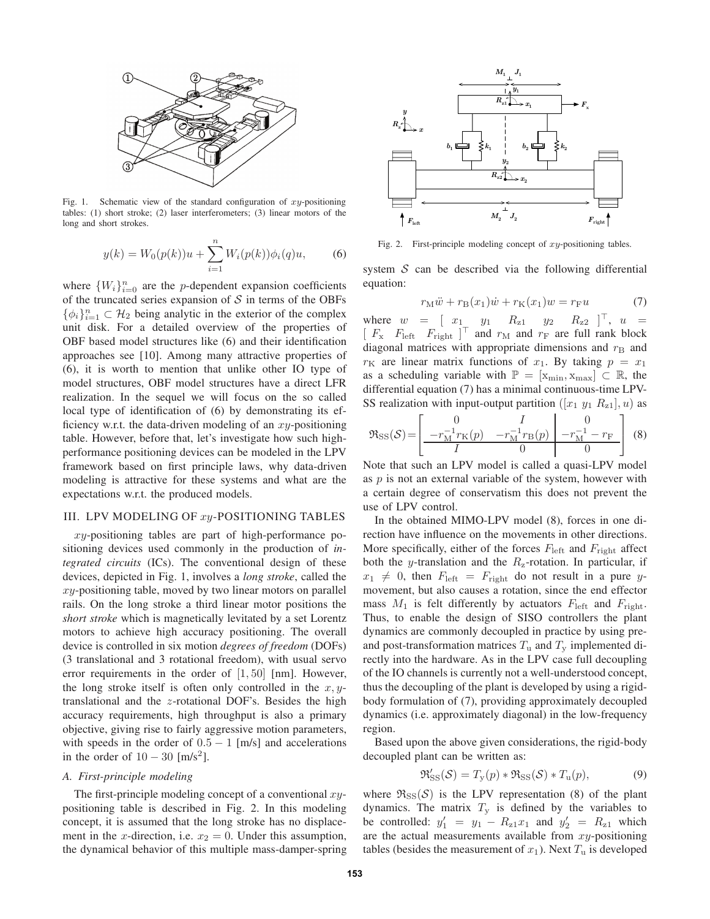Fig. 1. Schematic view of the standard configuration of $xy$-positioning tables: (1) short stroke; (2) laser interferometers; (3) linear motors of the long and short strokes.

$$y(k) = W_0(p(k))u + \sum_{i=1}^{n} W_i(p(k))\phi_i(q)u, \tag{6}$$

where $\{W_i\}_{i=0}^{n}$ are the $p$-dependent expansion coefficients of the truncated series expansion of $\mathcal{S}$ in terms of the OBFs $\{\phi_i\}_{i=1}^{n} \subset \mathcal{H}_2$ being analytic in the exterior of the complex unit disk. For a detailed overview of the properties of OBF based model structures like (6) and their identification approaches see [10]. Among many attractive properties of (6), it is worth to mention that unlike other IO type of model structures, OBF model structures have a direct LFR realization. In the sequel we will focus on the so called local type of identification of (6) by demonstrating its efficiency w.r.t. the data-driven modeling of an $xy$-positioning table. However, before that, let's investigate how such high-performance positioning devices can be modeled in the LPV framework based on first principle laws, why data-driven modeling is attractive for these systems and what are the expectations w.r.t. the produced models.

## III. LPV MODELING OF $xy$-POSITIONING TABLES

$xy$-positioning tables are part of high-performance positioning devices used commonly in the production of *integrated circuits* (ICs). The conventional design of these devices, depicted in Fig. 1, involves a *long stroke*, called the $xy$-positioning table, moved by two linear motors on parallel rails. On the long stroke a third linear motor positions the *short stroke* which is magnetically levitated by a set Lorentz motors to achieve high accuracy positioning. The overall device is controlled in six motion *degrees of freedom* (DOFs) (3 translational and 3 rotational freedom), with usual servo error requirements in the order of $[1, 50]$ [nm]. However, the long stroke itself is often only controlled in the $x, y$-translational and the $z$-rotational DOF's. Besides the high accuracy requirements, high throughput is also a primary objective, giving rise to fairly aggressive motion parameters, with speeds in the order of $0.5 - 1$ [m/s] and accelerations in the order of $10 - 30$ [m/s$^2$].

### A. First-principle modeling

The first-principle modeling concept of a conventional $xy$-positioning table is described in Fig. 2. In this modeling concept, it is assumed that the long stroke has no displacement in the $x$-direction, i.e. $x_2 = 0$. Under this assumption, the dynamical behavior of this multiple mass-damper-spring system $\mathcal{S}$ can be described via the following differential equation:

Fig. 2. First-principle modeling concept of $xy$-positioning tables.

$$r_{\mathrm{M}}\ddot{w} + r_{\mathrm{B}}(x_1)\dot{w} + r_{\mathrm{K}}(x_1)w = r_{\mathrm{F}}u \tag{7}$$

where $w = [\ x_1 \quad y_1 \quad R_{\mathrm{z}1} \quad y_2 \quad R_{\mathrm{z}2}\ ]^\top$, $u = [\ F_{\mathrm{x}} \quad F_{\mathrm{left}} \quad F_{\mathrm{right}}\ ]^\top$ and $r_{\mathrm{M}}$ and $r_{\mathrm{F}}$ are full rank block diagonal matrices with appropriate dimensions and $r_{\mathrm{B}}$ and $r_{\mathrm{K}}$ are linear matrix functions of $x_1$. By taking $p = x_1$ as a scheduling variable with $\mathbb{P} = [\mathrm{x}_{\min}, \mathrm{x}_{\max}] \subset \mathbb{R}$, the differential equation (7) has a minimal continuous-time LPV-SS realization with input-output partition $([x_1\ y_1\ R_{\mathrm{z}1}], u)$ as

$$\mathfrak{R}_{\mathrm{SS}}(\mathcal{S}) = \left[\begin{array}{cc|c} 0 & I & 0 \\ -r_{\mathrm{M}}^{-1}r_{\mathrm{K}}(p) & -r_{\mathrm{M}}^{-1}r_{\mathrm{B}}(p) & -r_{\mathrm{M}}^{-1} - r_{\mathrm{F}} \\ \hline I & 0 & 0 \end{array}\right] \tag{8}$$

Note that such an LPV model is called a quasi-LPV model as $p$ is not an external variable of the system, however with a certain degree of conservatism this does not prevent the use of LPV control.

In the obtained MIMO-LPV model (8), forces in one direction have influence on the movements in other directions. More specifically, either of the forces $F_{\mathrm{left}}$ and $F_{\mathrm{right}}$ affect both the $y$-translation and the $R_{\mathrm{z}}$-rotation. In particular, if $x_1 \neq 0$, then $F_{\mathrm{left}} = F_{\mathrm{right}}$ do not result in a pure $y$-movement, but also causes a rotation, since the end effector mass $M_1$ is felt differently by actuators $F_{\mathrm{left}}$ and $F_{\mathrm{right}}$. Thus, to enable the design of SISO controllers the plant dynamics are commonly decoupled in practice by using pre- and post-transformation matrices $T_{\mathrm{u}}$ and $T_{\mathrm{y}}$ implemented directly into the hardware. As in the LPV case full decoupling of the IO channels is currently not a well-understood concept, thus the decoupling of the plant is developed by using a rigid-body formulation of (7), providing approximately decoupled dynamics (i.e. approximately diagonal) in the low-frequency region.

Based upon the above given considerations, the rigid-body decoupled plant can be written as:

$$\mathfrak{R}'_{\mathrm{SS}}(\mathcal{S}) = T_{\mathrm{y}}(p) * \mathfrak{R}_{\mathrm{SS}}(\mathcal{S}) * T_{\mathrm{u}}(p), \tag{9}$$

where $\mathfrak{R}_{\mathrm{SS}}(\mathcal{S})$ is the LPV representation (8) of the plant dynamics. The matrix $T_{\mathrm{y}}$ is defined by the variables to be controlled: $y'_1 = y_1 - R_{\mathrm{z}1}x_1$ and $y'_2 = R_{\mathrm{z}1}$ which are the actual measurements available from $xy$-positioning tables (besides the measurement of $x_1$). Next $T_{\mathrm{u}}$ is developed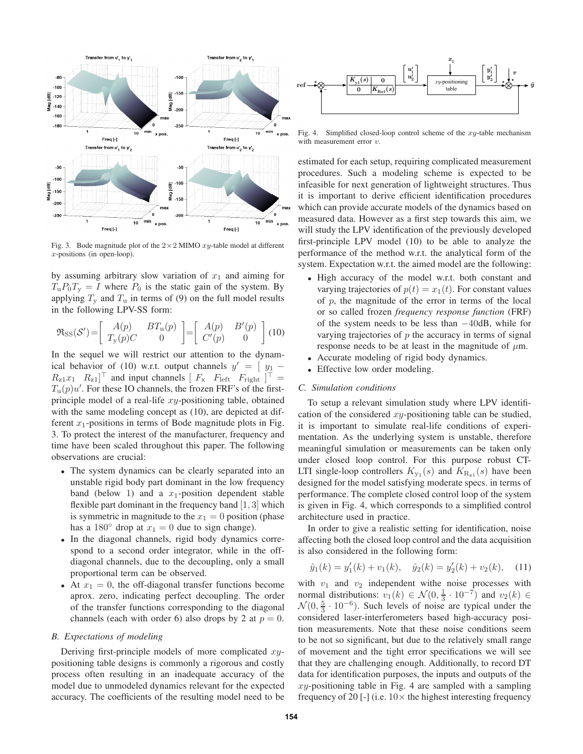Fig. 3. Bode magnitude plot of the $2\times 2$ MIMO $xy$-table model at different $x$-positions (in open-loop).

by assuming arbitrary slow variation of $x_1$ and aiming for $T_\mathrm{u}P_0T_\mathrm{y} = I$ where $P_0$ is the static gain of the system. By applying $T_\mathrm{y}$ and $T_\mathrm{u}$ in terms of (9) on the full model results in the following LPV-SS form:

$$\mathfrak{R}_{\mathrm{SS}}(\mathcal{S}') = \left[\begin{array}{cc} A(p) & BT_\mathrm{u}(p) \\ T_\mathrm{y}(p)C & 0 \end{array}\right] = \left[\begin{array}{cc} A(p) & B'(p) \\ C'(p) & 0 \end{array}\right] \quad (10)$$

In the sequel we will restrict our attention to the dynamical behavior of (10) w.r.t. output channels $y' = [\ y_1 - R_{\mathrm{z}1}x_1 \quad R_{\mathrm{z}1}]^\top$ and input channels $[\ F_\mathrm{x} \quad F_\mathrm{left} \quad F_\mathrm{right}\ ]^\top = T_\mathrm{u}(p)u'$. For these IO channels, the frozen FRF's of the first-principle model of a real-life $xy$-positioning table, obtained with the same modeling concept as (10), are depicted at different $x_1$-positions in terms of Bode magnitude plots in Fig. 3. To protect the interest of the manufacturer, frequency and time have been scaled throughout this paper. The following observations are crucial:

- The system dynamics can be clearly separated into an unstable rigid body part dominant in the low frequency band (below 1) and a $x_1$-position dependent stable flexible part dominant in the frequency band $[1, 3]$ which is symmetric in magnitude to the $x_1 = 0$ position (phase has a $180^\circ$ drop at $x_1 = 0$ due to sign change).
- In the diagonal channels, rigid body dynamics correspond to a second order integrator, while in the off-diagonal channels, due to the decoupling, only a small proportional term can be observed.
- At $x_1 = 0$, the off-diagonal transfer functions become aprox. zero, indicating perfect decoupling. The order of the transfer functions corresponding to the diagonal channels (each with order 6) also drops by 2 at $p = 0$.

### B. Expectations of modeling

Deriving first-principle models of more complicated $xy$-positioning table designs is commonly a rigorous and costly process often resulting in an inadequate accuracy of the model due to unmodeled dynamics relevant for the expected accuracy. The coefficients of the resulting model need to be estimated for each setup, requiring complicated measurement procedures. Such a modeling scheme is expected to be infeasible for next generation of lightweight structures. Thus it is important to derive efficient identification procedures which can provide accurate models of the dynamics based on measured data. However as a first step towards this aim, we will study the LPV identification of the previously developed first-principle LPV model (10) to be able to analyze the performance of the method w.r.t. the analytical form of the system. Expectation w.r.t. the aimed model are the following:

- High accuracy of the model w.r.t. both constant and varying trajectories of $p(t) = x_1(t)$. For constant values of $p$, the magnitude of the error in terms of the local or so called frozen *frequency response function* (FRF) of the system needs to be less than $-40$dB, while for varying trajectories of $p$ the accuracy in terms of signal response needs to be at least in the magnitude of $\mu$m.
- Accurate modeling of rigid body dynamics.
- Effective low order modeling.

Fig. 4. Simplified closed-loop control scheme of the $xy$-table mechanism with measurement error $v$.

### C. Simulation conditions

To setup a relevant simulation study where LPV identification of the considered $xy$-positioning table can be studied, it is important to simulate real-life conditions of experimentation. As the underlying system is unstable, therefore meaningful simulation or measurements can be taken only under closed loop control. For this purpose robust CT-LTI single-loop controllers $K_{\mathrm{y}_1}(s)$ and $K_{\mathrm{R}_{\mathrm{z}1}}(s)$ have been designed for the model satisfying moderate specs. in terms of performance. The complete closed control loop of the system is given in Fig. 4, which corresponds to a simplified control architecture used in practice.

In order to give a realistic setting for identification, noise affecting both the closed loop control and the data acquisition is also considered in the following form:

$$\hat{y}_1(k) = y_1'(k) + v_1(k), \quad \hat{y}_2(k) = y_2'(k) + v_2(k), \quad (11)$$

with $v_1$ and $v_2$ independent withe noise processes with normal distributions: $v_1(k) \in \mathcal{N}(0, \frac{1}{3}\cdot 10^{-7})$ and $v_2(k) \in \mathcal{N}(0, \frac{5}{3}\cdot 10^{-6})$. Such levels of noise are typical under the considered laser-interferometers based high-accuracy position measurements. Note that these noise conditions seem to be not so significant, but due to the relatively small range of movement and the tight error specifications we will see that they are challenging enough. Additionally, to record DT data for identification purposes, the inputs and outputs of the $xy$-positioning table in Fig. 4 are sampled with a sampling frequency of 20 [-] (i.e. $10\times$ the highest interesting frequency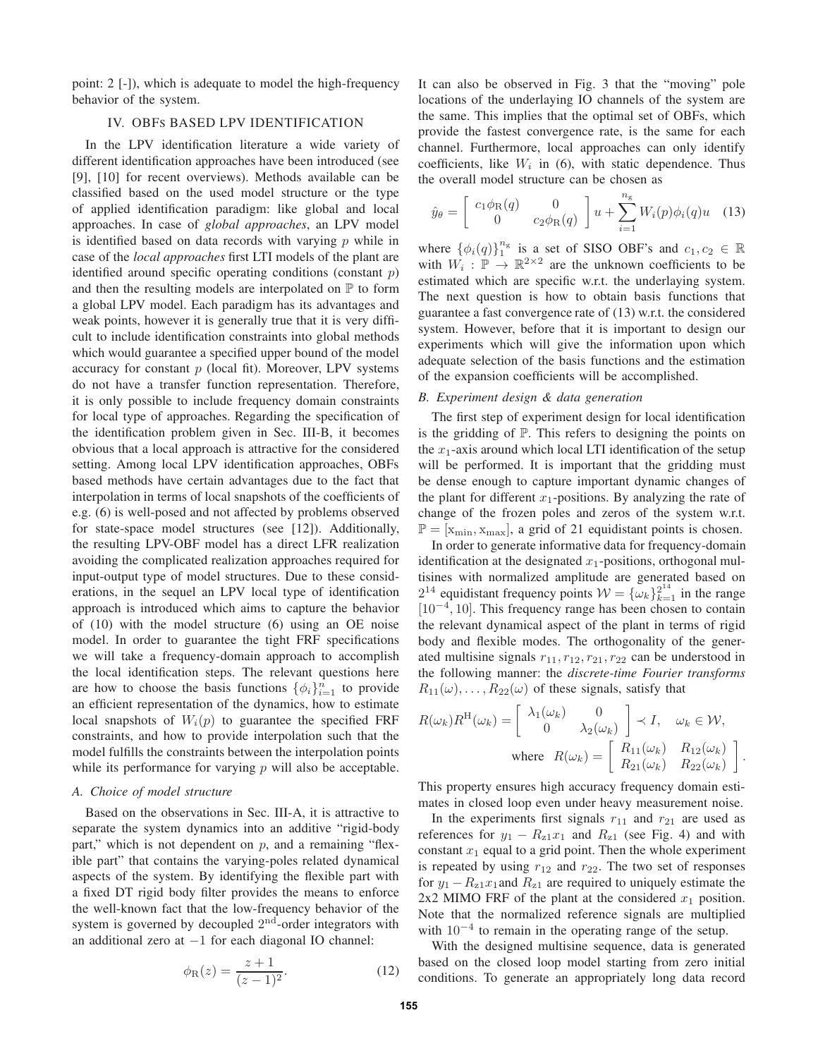point: 2 [-]), which is adequate to model the high-frequency behavior of the system.

## IV. OBFs BASED LPV IDENTIFICATION

In the LPV identification literature a wide variety of different identification approaches have been introduced (see [9], [10] for recent overviews). Methods available can be classified based on the used model structure or the type of applied identification paradigm: like global and local approaches. In case of *global approaches*, an LPV model is identified based on data records with varying $p$ while in case of the *local approaches* first LTI models of the plant are identified around specific operating conditions (constant $p$) and then the resulting models are interpolated on $\mathbb{P}$ to form a global LPV model. Each paradigm has its advantages and weak points, however it is generally true that it is very difficult to include identification constraints into global methods which would guarantee a specified upper bound of the model accuracy for constant $p$ (local fit). Moreover, LPV systems do not have a transfer function representation. Therefore, it is only possible to include frequency domain constraints for local type of approaches. Regarding the specification of the identification problem given in Sec. III-B, it becomes obvious that a local approach is attractive for the considered setting. Among local LPV identification approaches, OBFs based methods have certain advantages due to the fact that interpolation in terms of local snapshots of the coefficients of e.g. (6) is well-posed and not affected by problems observed for state-space model structures (see [12]). Additionally, the resulting LPV-OBF model has a direct LFR realization avoiding the complicated realization approaches required for input-output type of model structures. Due to these considerations, in the sequel an LPV local type of identification approach is introduced which aims to capture the behavior of (10) with the model structure (6) using an OE noise model. In order to guarantee the tight FRF specifications we will take a frequency-domain approach to accomplish the local identification steps. The relevant questions here are how to choose the basis functions $\{\phi_i\}_{i=1}^{n}$ to provide an efficient representation of the dynamics, how to estimate local snapshots of $W_i(p)$ to guarantee the specified FRF constraints, and how to provide interpolation such that the model fulfills the constraints between the interpolation points while its performance for varying $p$ will also be acceptable.

### A. Choice of model structure

Based on the observations in Sec. III-A, it is attractive to separate the system dynamics into an additive "rigid-body part," which is not dependent on $p$, and a remaining "flexible part" that contains the varying-poles related dynamical aspects of the system. By identifying the flexible part with a fixed DT rigid body filter provides the means to enforce the well-known fact that the low-frequency behavior of the system is governed by decoupled $2^{\mathrm{nd}}$-order integrators with an additional zero at $-1$ for each diagonal IO channel:

$$\phi_{\mathrm{R}}(z) = \frac{z+1}{(z-1)^2}. \tag{12}$$

It can also be observed in Fig. 3 that the "moving" pole locations of the underlaying IO channels of the system are the same. This implies that the optimal set of OBFs, which provide the fastest convergence rate, is the same for each channel. Furthermore, local approaches can only identify coefficients, like $W_i$ in (6), with static dependence. Thus the overall model structure can be chosen as

$$\hat{y}_\theta = \begin{bmatrix} c_1\phi_{\mathrm{R}}(q) & 0 \\ 0 & c_2\phi_{\mathrm{R}}(q) \end{bmatrix} u + \sum_{i=1}^{n_{\mathrm{g}}} W_i(p)\phi_i(q)u \tag{13}$$

where $\{\phi_i(q)\}_1^{n_{\mathrm{g}}}$ is a set of SISO OBF's and $c_1, c_2 \in \mathbb{R}$ with $W_i : \mathbb{P} \to \mathbb{R}^{2\times 2}$ are the unknown coefficients to be estimated which are specific w.r.t. the underlaying system. The next question is how to obtain basis functions that guarantee a fast convergence rate of (13) w.r.t. the considered system. However, before that it is important to design our experiments which will give the information upon which adequate selection of the basis functions and the estimation of the expansion coefficients will be accomplished.

### B. Experiment design & data generation

The first step of experiment design for local identification is the gridding of $\mathbb{P}$. This refers to designing the points on the $x_1$-axis around which local LTI identification of the setup will be performed. It is important that the gridding must be dense enough to capture important dynamic changes of the plant for different $x_1$-positions. By analyzing the rate of change of the frozen poles and zeros of the system w.r.t. $\mathbb{P} = [\mathrm{x}_{\min}, \mathrm{x}_{\max}]$, a grid of 21 equidistant points is chosen.

In order to generate informative data for frequency-domain identification at the designated $x_1$-positions, orthogonal multisines with normalized amplitude are generated based on $2^{14}$ equidistant frequency points $\mathcal{W} = \{\omega_k\}_{k=1}^{2^{14}}$ in the range $[10^{-4}, 10]$. This frequency range has been chosen to contain the relevant dynamical aspect of the plant in terms of rigid body and flexible modes. The orthogonality of the generated multisine signals $r_{11}, r_{12}, r_{21}, r_{22}$ can be understood in the following manner: the *discrete-time Fourier transforms* $R_{11}(\omega), \ldots, R_{22}(\omega)$ of these signals, satisfy that

$$R(\omega_k)R^{\mathrm{H}}(\omega_k) = \begin{bmatrix} \lambda_1(\omega_k) & 0 \\ 0 & \lambda_2(\omega_k) \end{bmatrix} \prec I, \quad \omega_k \in \mathcal{W},$$
$$\text{where} \quad R(\omega_k) = \begin{bmatrix} R_{11}(\omega_k) & R_{12}(\omega_k) \\ R_{21}(\omega_k) & R_{22}(\omega_k) \end{bmatrix}.$$

This property ensures high accuracy frequency domain estimates in closed loop even under heavy measurement noise.

In the experiments first signals $r_{11}$ and $r_{21}$ are used as references for $y_1 - R_{z1}x_1$ and $R_{z1}$ (see Fig. 4) and with constant $x_1$ equal to a grid point. Then the whole experiment is repeated by using $r_{12}$ and $r_{22}$. The two set of responses for $y_1 - R_{z1}x_1$and $R_{z1}$ are required to uniquely estimate the 2x2 MIMO FRF of the plant at the considered $x_1$ position. Note that the normalized reference signals are multiplied with $10^{-4}$ to remain in the operating range of the setup.

With the designed multisine sequence, data is generated based on the closed loop model starting from zero initial conditions. To generate an appropriately long data record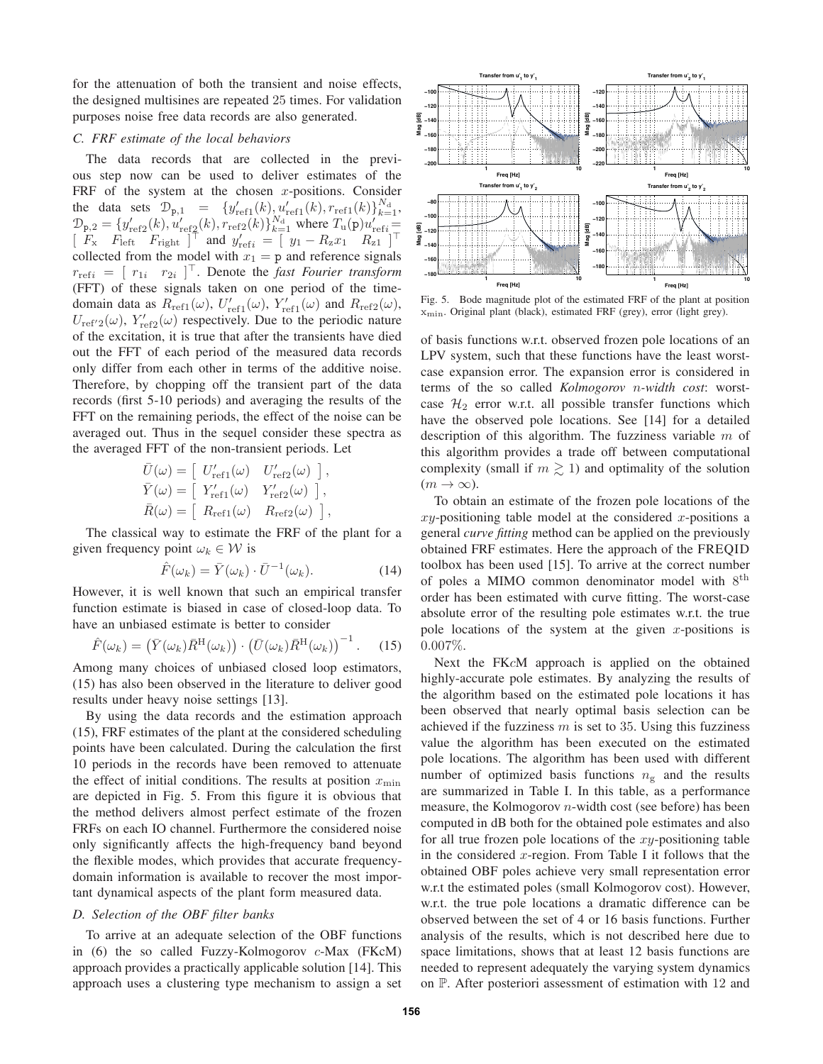for the attenuation of both the transient and noise effects, the designed multisines are repeated 25 times. For validation purposes noise free data records are also generated.

### C. FRF estimate of the local behaviors

The data records that are collected in the previous step now can be used to deliver estimates of the FRF of the system at the chosen $x$-positions. Consider the data sets $\mathcal{D}_{\mathtt{p},1} = \{y'_{\mathrm{ref}1}(k), u'_{\mathrm{ref}1}(k), r_{\mathrm{ref}1}(k)\}_{k=1}^{N_{\mathrm{d}}}$, $\mathcal{D}_{\mathtt{p},2} = \{y'_{\mathrm{ref}2}(k), u'_{\mathrm{ref}2}(k), r_{\mathrm{ref}2}(k)\}_{k=1}^{N_{\mathrm{d}}}$ where $T_{\mathrm{u}}(\mathtt{p})u'_{\mathrm{ref}i} = [\begin{array}{ccc} F_{\mathrm{x}} & F_{\mathrm{left}} & F_{\mathrm{right}} \end{array}]^\top$ and $y'_{\mathrm{ref}i} = [\begin{array}{cc} y_1 - R_{\mathrm{z}}x_1 & R_{\mathrm{z}1} \end{array}]^\top$ collected from the model with $x_1 = \mathtt{p}$ and reference signals $r_{\mathrm{ref}i} = [\begin{array}{cc} r_{1i} & r_{2i} \end{array}]^\top$. Denote the *fast Fourier transform* (FFT) of these signals taken on one period of the time-domain data as $R_{\mathrm{ref}1}(\omega)$, $U'_{\mathrm{ref}1}(\omega)$, $Y'_{\mathrm{ref}1}(\omega)$ and $R_{\mathrm{ref}2}(\omega)$, $U_{\mathrm{ref}'2}(\omega)$, $Y'_{\mathrm{ref}2}(\omega)$ respectively. Due to the periodic nature of the excitation, it is true that after the transients have died out the FFT of each period of the measured data records only differ from each other in terms of the additive noise. Therefore, by chopping off the transient part of the data records (first 5-10 periods) and averaging the results of the FFT on the remaining periods, the effect of the noise can be averaged out. Thus in the sequel consider these spectra as the averaged FFT of the non-transient periods. Let

$$\bar{U}(\omega) = [\begin{array}{cc} U'_{\mathrm{ref}1}(\omega) & U'_{\mathrm{ref}2}(\omega) \end{array}],$$
$$\bar{Y}(\omega) = [\begin{array}{cc} Y'_{\mathrm{ref}1}(\omega) & Y'_{\mathrm{ref}2}(\omega) \end{array}],$$
$$\bar{R}(\omega) = [\begin{array}{cc} R_{\mathrm{ref}1}(\omega) & R_{\mathrm{ref}2}(\omega) \end{array}],$$

The classical way to estimate the FRF of the plant for a given frequency point $\omega_k \in \mathcal{W}$ is

$$\hat{F}(\omega_k) = \bar{Y}(\omega_k) \cdot \bar{U}^{-1}(\omega_k). \tag{14}$$

However, it is well known that such an empirical transfer function estimate is biased in case of closed-loop data. To have an unbiased estimate is better to consider

$$\hat{F}(\omega_k) = \left(\bar{Y}(\omega_k)\bar{R}^{\mathrm{H}}(\omega_k)\right) \cdot \left(\bar{U}(\omega_k)\bar{R}^{\mathrm{H}}(\omega_k)\right)^{-1}. \tag{15}$$

Among many choices of unbiased closed loop estimators, (15) has also been observed in the literature to deliver good results under heavy noise settings [13].

By using the data records and the estimation approach (15), FRF estimates of the plant at the considered scheduling points have been calculated. During the calculation the first 10 periods in the records have been removed to attenuate the effect of initial conditions. The results at position $x_{\min}$ are depicted in Fig. 5. From this figure it is obvious that the method delivers almost perfect estimate of the frozen FRFs on each IO channel. Furthermore the considered noise only significantly affects the high-frequency band beyond the flexible modes, which provides that accurate frequency-domain information is available to recover the most important dynamical aspects of the plant form measured data.

### D. Selection of the OBF filter banks

To arrive at an adequate selection of the OBF functions in (6) the so called Fuzzy-Kolmogorov $c$-Max (FK$c$M) approach provides a practically applicable solution [14]. This approach uses a clustering type mechanism to assign a set

Fig. 5. Bode magnitude plot of the estimated FRF of the plant at position $\mathrm{x}_{\min}$. Original plant (black), estimated FRF (grey), error (light grey).

of basis functions w.r.t. observed frozen pole locations of an LPV system, such that these functions have the least worst-case expansion error. The expansion error is considered in terms of the so called *Kolmogorov $n$-width cost*: worst-case $\mathcal{H}_2$ error w.r.t. all possible transfer functions which have the observed pole locations. See [14] for a detailed description of this algorithm. The fuzziness variable $m$ of this algorithm provides a trade off between computational complexity (small if $m \gtrsim 1$) and optimality of the solution ($m \to \infty$).

To obtain an estimate of the frozen pole locations of the $xy$-positioning table model at the considered $x$-positions a general *curve fitting* method can be applied on the previously obtained FRF estimates. Here the approach of the FREQID toolbox has been used [15]. To arrive at the correct number of poles a MIMO common denominator model with $8^{\mathrm{th}}$ order has been estimated with curve fitting. The worst-case absolute error of the resulting pole estimates w.r.t. the true pole locations of the system at the given $x$-positions is $0.007\%$.

Next the FK$c$M approach is applied on the obtained highly-accurate pole estimates. By analyzing the results of the algorithm based on the estimated pole locations it has been observed that nearly optimal basis selection can be achieved if the fuzziness $m$ is set to 35. Using this fuzziness value the algorithm has been executed on the estimated pole locations. The algorithm has been used with different number of optimized basis functions $n_{\mathrm{g}}$ and the results are summarized in Table I. In this table, as a performance measure, the Kolmogorov $n$-width cost (see before) has been computed in dB both for the obtained pole estimates and also for all true frozen pole locations of the $xy$-positioning table in the considered $x$-region. From Table I it follows that the obtained OBF poles achieve very small representation error w.r.t the estimated poles (small Kolmogorov cost). However, w.r.t. the true pole locations a dramatic difference can be observed between the set of 4 or 16 basis functions. Further analysis of the results, which is not described here due to space limitations, shows that at least 12 basis functions are needed to represent adequately the varying system dynamics on $\mathbb{P}$. After posteriori assessment of estimation with 12 and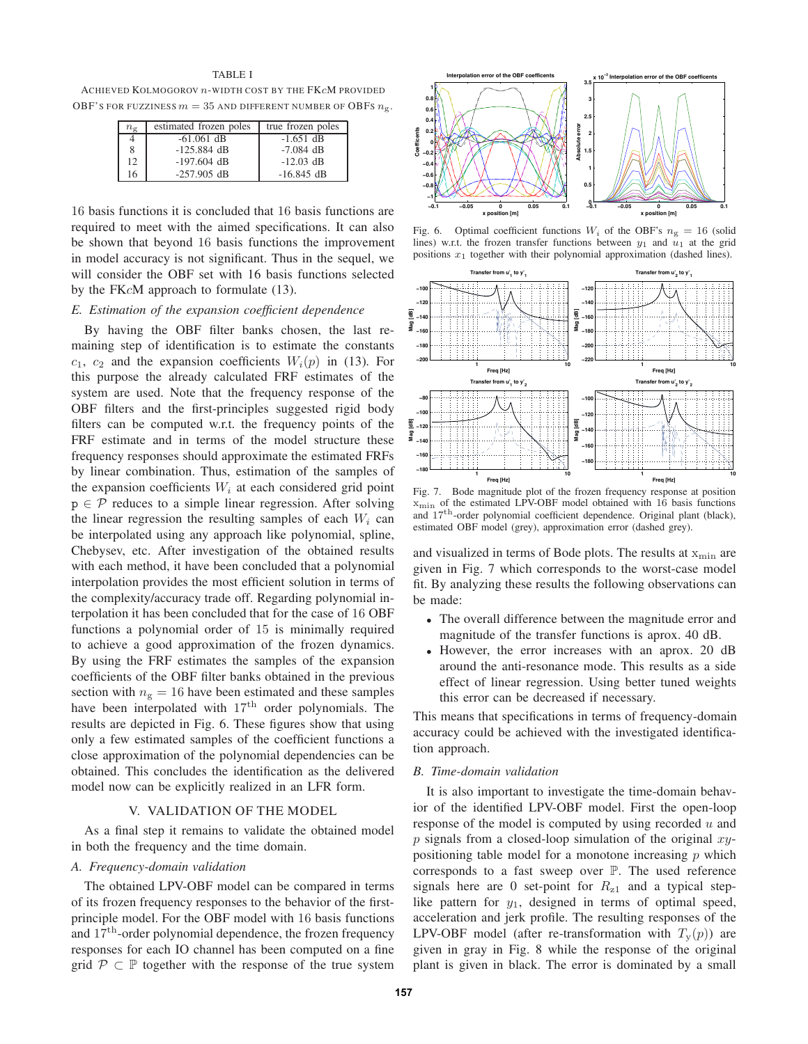TABLE I

ACHIEVED KOLMOGOROV $n$-WIDTH COST BY THE FK$c$M PROVIDED OBF'S FOR FUZZINESS $m = 35$ AND DIFFERENT NUMBER OF OBFS $n_\mathrm{g}$.

| $n_\mathrm{g}$ | estimated frozen poles | true frozen poles |
|---|---|---|
| 4 | -61.061 dB | -1.651 dB |
| 8 | -125.884 dB | -7.084 dB |
| 12 | -197.604 dB | -12.03 dB |
| 16 | -257.905 dB | -16.845 dB |

16 basis functions it is concluded that 16 basis functions are required to meet with the aimed specifications. It can also be shown that beyond 16 basis functions the improvement in model accuracy is not significant. Thus in the sequel, we will consider the OBF set with 16 basis functions selected by the FK$c$M approach to formulate (13).

### *E. Estimation of the expansion coefficient dependence*

By having the OBF filter banks chosen, the last remaining step of identification is to estimate the constants $c_1$, $c_2$ and the expansion coefficients $W_i(p)$ in (13). For this purpose the already calculated FRF estimates of the system are used. Note that the frequency response of the OBF filters and the first-principles suggested rigid body filters can be computed w.r.t. the frequency points of the FRF estimate and in terms of the model structure these frequency responses should approximate the estimated FRFs by linear combination. Thus, estimation of the samples of the expansion coefficients $W_i$ at each considered grid point $\mathrm{p} \in \mathcal{P}$ reduces to a simple linear regression. After solving the linear regression the resulting samples of each $W_i$ can be interpolated using any approach like polynomial, spline, Chebysev, etc. After investigation of the obtained results with each method, it have been concluded that a polynomial interpolation provides the most efficient solution in terms of the complexity/accuracy trade off. Regarding polynomial interpolation it has been concluded that for the case of 16 OBF functions a polynomial order of 15 is minimally required to achieve a good approximation of the frozen dynamics. By using the FRF estimates the samples of the expansion coefficients of the OBF filter banks obtained in the previous section with $n_\mathrm{g} = 16$ have been estimated and these samples have been interpolated with $17^{\mathrm{th}}$ order polynomials. The results are depicted in Fig. 6. These figures show that using only a few estimated samples of the coefficient functions a close approximation of the polynomial dependencies can be obtained. This concludes the identification as the delivered model now can be explicitly realized in an LFR form.

## V. VALIDATION OF THE MODEL

As a final step it remains to validate the obtained model in both the frequency and the time domain.

### *A. Frequency-domain validation*

The obtained LPV-OBF model can be compared in terms of its frozen frequency responses to the behavior of the first-principle model. For the OBF model with 16 basis functions and $17^{\mathrm{th}}$-order polynomial dependence, the frozen frequency responses for each IO channel has been computed on a fine grid $\mathcal{P} \subset \mathbb{P}$ together with the response of the true system and visualized in terms of Bode plots. The results at $\mathrm{x}_{\min}$ are given in Fig. 7 which corresponds to the worst-case model fit. By analyzing these results the following observations can be made:

- The overall difference between the magnitude error and magnitude of the transfer functions is aprox. 40 dB.
- However, the error increases with an aprox. 20 dB around the anti-resonance mode. This results as a side effect of linear regression. Using better tuned weights this error can be decreased if necessary.

This means that specifications in terms of frequency-domain accuracy could be achieved with the investigated identification approach.

Fig. 6. Optimal coefficient functions $W_i$ of the OBF's $n_\mathrm{g} = 16$ (solid lines) w.r.t. the frozen transfer functions between $y_1$ and $u_1$ at the grid positions $x_1$ together with their polynomial approximation (dashed lines).

Fig. 7. Bode magnitude plot of the frozen frequency response at position $\mathrm{x}_{\min}$ of the estimated LPV-OBF model obtained with 16 basis functions and $17^{\mathrm{th}}$-order polynomial coefficient dependence. Original plant (black), estimated OBF model (grey), approximation error (dashed grey).

### *B. Time-domain validation*

It is also important to investigate the time-domain behavior of the identified LPV-OBF model. First the open-loop response of the model is computed by using recorded $u$ and $p$ signals from a closed-loop simulation of the original $xy$-positioning table model for a monotone increasing $p$ which corresponds to a fast sweep over $\mathbb{P}$. The used reference signals here are 0 set-point for $R_{z1}$ and a typical step-like pattern for $y_1$, designed in terms of optimal speed, acceleration and jerk profile. The resulting responses of the LPV-OBF model (after re-transformation with $T_\mathrm{y}(p)$) are given in gray in Fig. 8 while the response of the original plant is given in black. The error is dominated by a small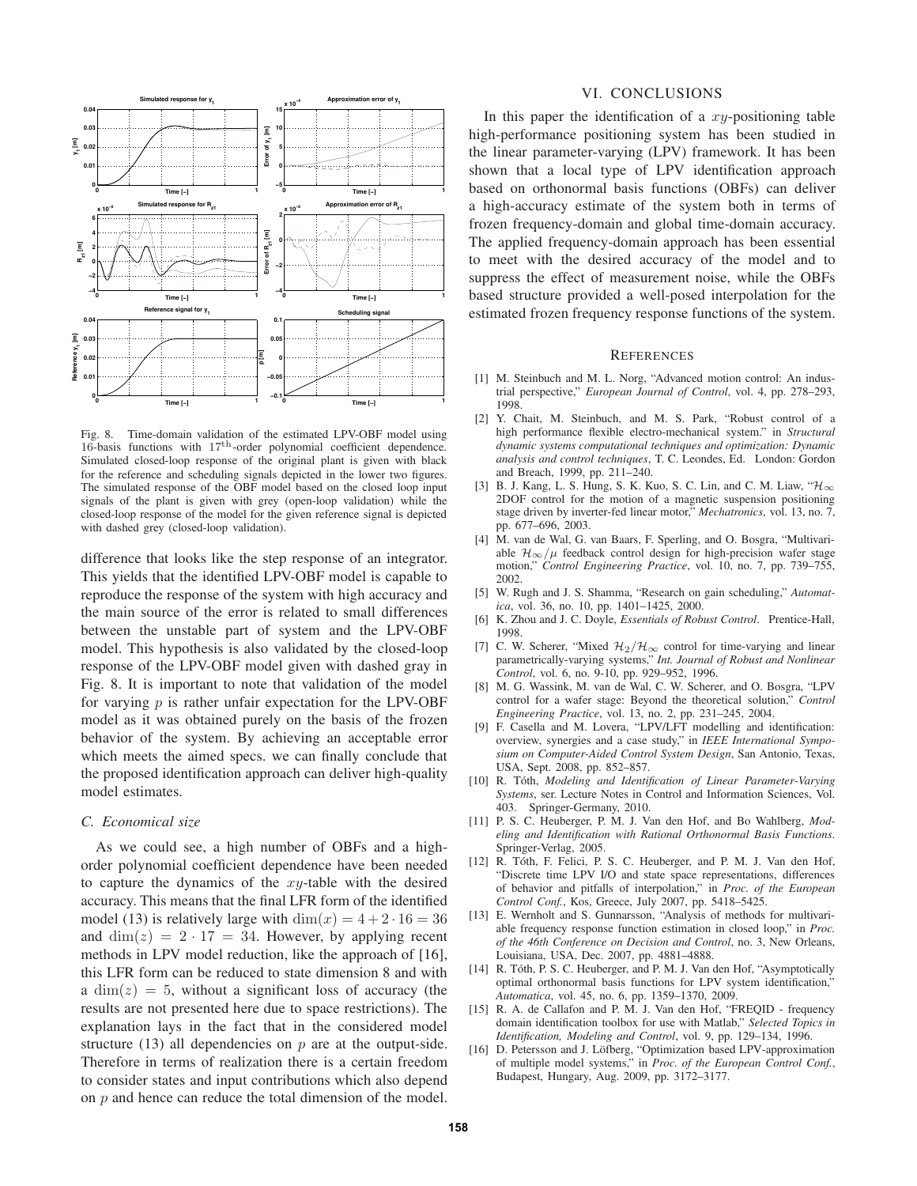Simulated response for $y_1$

0.04
0.03
0.02
0.01
0

$y_1$ [m]

0 Time [–] 1

Approximation error of $y_1$

x $10^{-4}$
15
10
5
0
−5

Error of $y_1$ [m]

0 Time [–] 1

Simulated response for $R_{z1}$

x $10^{-6}$
6
4
2
0
−2
−4

$R_{z1}$ [m]

0 Time [–] 1

Approximation error of $R_{z1}$

x $10^{-6}$
2
0
−2
−4

Error of $R_{z1}$ [m]

0 Time [–] 1

Reference signal for $y_1$

0.04
0.03
0.02
0.01
0

Reference $y_1$ [m]

0 Time [–] 1

Scheduling signal

0.1
0.05
0
−0.05
−0.1

p [m]

0 Time [–] 1

Fig. 8. Time-domain validation of the estimated LPV-OBF model using 16-basis functions with $17^{\text{th}}$-order polynomial coefficient dependence. Simulated closed-loop response of the original plant is given with black for the reference and scheduling signals depicted in the lower two figures. The simulated response of the OBF model based on the closed loop input signals of the plant is given with grey (open-loop validation) while the closed-loop response of the model for the given reference signal is depicted with dashed grey (closed-loop validation).

difference that looks like the step response of an integrator. This yields that the identified LPV-OBF model is capable to reproduce the response of the system with high accuracy and the main source of the error is related to small differences between the unstable part of system and the LPV-OBF model. This hypothesis is also validated by the closed-loop response of the LPV-OBF model given with dashed gray in Fig. 8. It is important to note that validation of the model for varying $p$ is rather unfair expectation for the LPV-OBF model as it was obtained purely on the basis of the frozen behavior of the system. By achieving an acceptable error which meets the aimed specs. we can finally conclude that the proposed identification approach can deliver high-quality model estimates.

### C. Economical size

As we could see, a high number of OBFs and a high-order polynomial coefficient dependence have been needed to capture the dynamics of the $xy$-table with the desired accuracy. This means that the final LFR form of the identified model (13) is relatively large with $\dim(x) = 4 + 2 \cdot 16 = 36$ and $\dim(z) = 2 \cdot 17 = 34$. However, by applying recent methods in LPV model reduction, like the approach of [16], this LFR form can be reduced to state dimension 8 and with a $\dim(z) = 5$, without a significant loss of accuracy (the results are not presented here due to space restrictions). The explanation lays in the fact that in the considered model structure (13) all dependencies on $p$ are at the output-side. Therefore in terms of realization there is a certain freedom to consider states and input contributions which also depend on $p$ and hence can reduce the total dimension of the model.

## VI. Conclusions

In this paper the identification of a $xy$-positioning table high-performance positioning system has been studied in the linear parameter-varying (LPV) framework. It has been shown that a local type of LPV identification approach based on orthonormal basis functions (OBFs) can deliver a high-accuracy estimate of the system both in terms of frozen frequency-domain and global time-domain accuracy. The applied frequency-domain approach has been essential to meet with the desired accuracy of the model and to suppress the effect of measurement noise, while the OBFs based structure provided a well-posed interpolation for the estimated frozen frequency response functions of the system.

## References

[1] M. Steinbuch and M. L. Norg, "Advanced motion control: An industrial perspective," *European Journal of Control*, vol. 4, pp. 278–293, 1998.

[2] Y. Chait, M. Steinbuch, and M. S. Park, "Robust control of a high performance flexible electro-mechanical system." in *Structural dynamic systems computational techniques and optimization: Dynamic analysis and control techniques*, T. C. Leondes, Ed. London: Gordon and Breach, 1999, pp. 211–240.

[3] B. J. Kang, L. S. Hung, S. K. Kuo, S. C. Lin, and C. M. Liaw, "$\mathcal{H}_\infty$ 2DOF control for the motion of a magnetic suspension positioning stage driven by inverter-fed linear motor," *Mechatronics*, vol. 13, no. 7, pp. 677–696, 2003.

[4] M. van de Wal, G. van Baars, F. Sperling, and O. Bosgra, "Multivariable $\mathcal{H}_\infty/\mu$ feedback control design for high-precision wafer stage motion," *Control Engineering Practice*, vol. 10, no. 7, pp. 739–755, 2002.

[5] W. Rugh and J. S. Shamma, "Research on gain scheduling," *Automatica*, vol. 36, no. 10, pp. 1401–1425, 2000.

[6] K. Zhou and J. C. Doyle, *Essentials of Robust Control*. Prentice-Hall, 1998.

[7] C. W. Scherer, "Mixed $\mathcal{H}_2/\mathcal{H}_\infty$ control for time-varying and linear parametrically-varying systems," *Int. Journal of Robust and Nonlinear Control*, vol. 6, no. 9-10, pp. 929–952, 1996.

[8] M. G. Wassink, M. van de Wal, C. W. Scherer, and O. Bosgra, "LPV control for a wafer stage: Beyond the theoretical solution," *Control Engineering Practice*, vol. 13, no. 2, pp. 231–245, 2004.

[9] F. Casella and M. Lovera, "LPV/LFT modelling and identification: overview, synergies and a case study," in *IEEE International Symposium on Computer-Aided Control System Design*, San Antonio, Texas, USA, Sept. 2008, pp. 852–857.

[10] R. Tóth, *Modeling and Identification of Linear Parameter-Varying Systems*, ser. Lecture Notes in Control and Information Sciences, Vol. 403. Springer-Germany, 2010.

[11] P. S. C. Heuberger, P. M. J. Van den Hof, and Bo Wahlberg, *Modeling and Identification with Rational Orthonormal Basis Functions*. Springer-Verlag, 2005.

[12] R. Tóth, F. Felici, P. S. C. Heuberger, and P. M. J. Van den Hof, "Discrete time LPV I/O and state space representations, differences of behavior and pitfalls of interpolation," in *Proc. of the European Control Conf.*, Kos, Greece, July 2007, pp. 5418–5425.

[13] E. Wernholt and S. Gunnarsson, "Analysis of methods for multivariable frequency response function estimation in closed loop," in *Proc. of the 46th Conference on Decision and Control*, no. 3, New Orleans, Louisiana, USA, Dec. 2007, pp. 4881–4888.

[14] R. Tóth, P. S. C. Heuberger, and P. M. J. Van den Hof, "Asymptotically optimal orthonormal basis functions for LPV system identification," *Automatica*, vol. 45, no. 6, pp. 1359–1370, 2009.

[15] R. A. de Callafon and P. M. J. Van den Hof, "FREQID - frequency domain identification toolbox for use with Matlab," *Selected Topics in Identification, Modeling and Control*, vol. 9, pp. 129–134, 1996.

[16] D. Petersson and J. Löfberg, "Optimization based LPV-approximation of multiple model systems," in *Proc. of the European Control Conf.*, Budapest, Hungary, Aug. 2009, pp. 3172–3177.